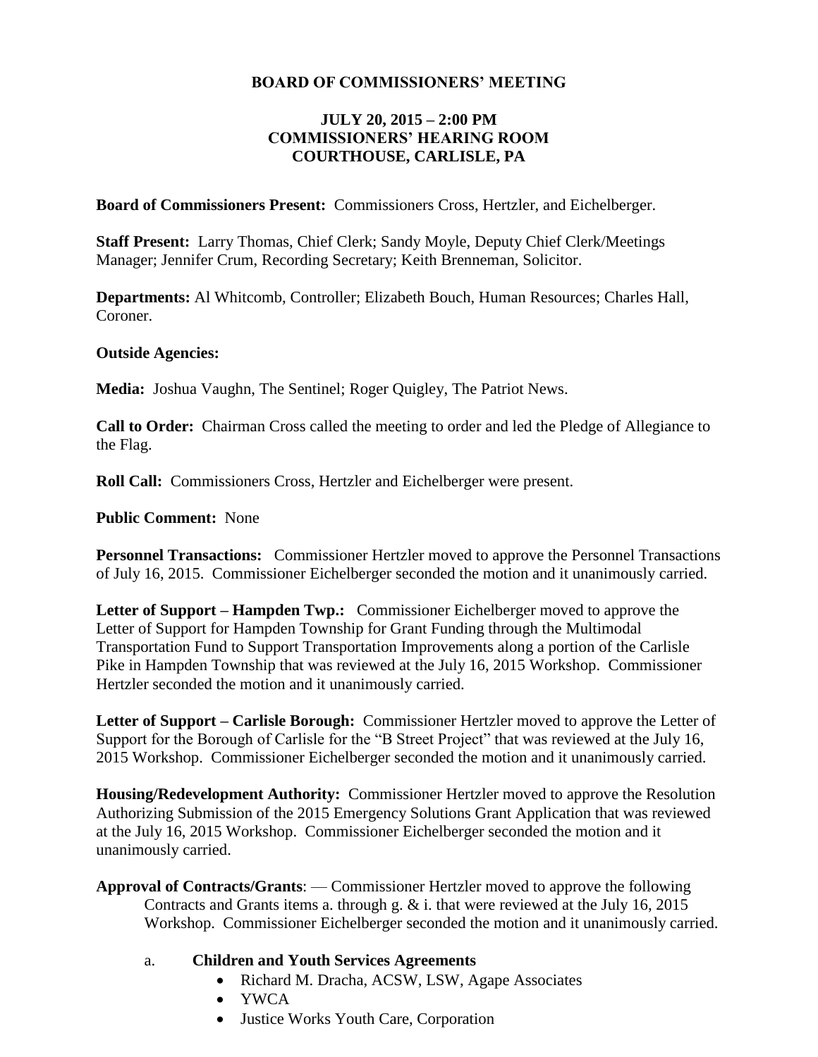# BOARD OF COMMISSIONERS' MEETING

## JULY 20, 2015 – 2:00 PM
## COMMISSIONERS' HEARING ROOM
## COURTHOUSE, CARLISLE, PA

**Board of Commissioners Present:** Commissioners Cross, Hertzler, and Eichelberger.

**Staff Present:** Larry Thomas, Chief Clerk; Sandy Moyle, Deputy Chief Clerk/Meetings Manager; Jennifer Crum, Recording Secretary; Keith Brenneman, Solicitor.

**Departments:** Al Whitcomb, Controller; Elizabeth Bouch, Human Resources; Charles Hall, Coroner.

**Outside Agencies:**

**Media:** Joshua Vaughn, The Sentinel; Roger Quigley, The Patriot News.

**Call to Order:** Chairman Cross called the meeting to order and led the Pledge of Allegiance to the Flag.

**Roll Call:** Commissioners Cross, Hertzler and Eichelberger were present.

**Public Comment:** None

**Personnel Transactions:** Commissioner Hertzler moved to approve the Personnel Transactions of July 16, 2015. Commissioner Eichelberger seconded the motion and it unanimously carried.

**Letter of Support – Hampden Twp.:** Commissioner Eichelberger moved to approve the Letter of Support for Hampden Township for Grant Funding through the Multimodal Transportation Fund to Support Transportation Improvements along a portion of the Carlisle Pike in Hampden Township that was reviewed at the July 16, 2015 Workshop. Commissioner Hertzler seconded the motion and it unanimously carried.

**Letter of Support – Carlisle Borough:** Commissioner Hertzler moved to approve the Letter of Support for the Borough of Carlisle for the "B Street Project" that was reviewed at the July 16, 2015 Workshop. Commissioner Eichelberger seconded the motion and it unanimously carried.

**Housing/Redevelopment Authority:** Commissioner Hertzler moved to approve the Resolution Authorizing Submission of the 2015 Emergency Solutions Grant Application that was reviewed at the July 16, 2015 Workshop. Commissioner Eichelberger seconded the motion and it unanimously carried.

**Approval of Contracts/Grants**: — Commissioner Hertzler moved to approve the following Contracts and Grants items a. through g. & i. that were reviewed at the July 16, 2015 Workshop. Commissioner Eichelberger seconded the motion and it unanimously carried.

a. **Children and Youth Services Agreements**
- Richard M. Dracha, ACSW, LSW, Agape Associates
- YWCA
- Justice Works Youth Care, Corporation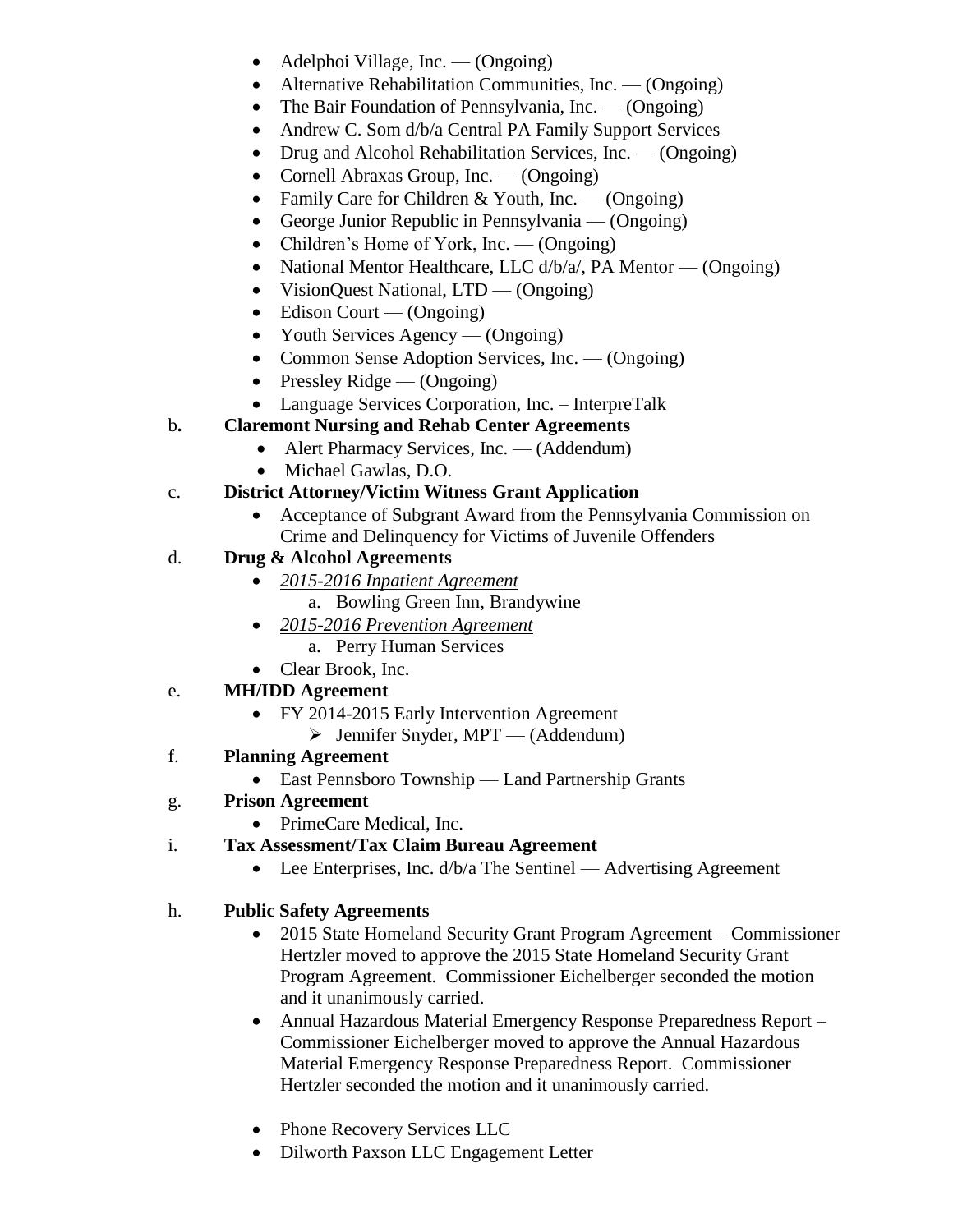- Adelphoi Village, Inc. — (Ongoing)
- Alternative Rehabilitation Communities, Inc. — (Ongoing)
- The Bair Foundation of Pennsylvania, Inc. — (Ongoing)
- Andrew C. Som d/b/a Central PA Family Support Services
- Drug and Alcohol Rehabilitation Services, Inc. — (Ongoing)
- Cornell Abraxas Group, Inc. — (Ongoing)
- Family Care for Children & Youth, Inc. — (Ongoing)
- George Junior Republic in Pennsylvania — (Ongoing)
- Children's Home of York, Inc. — (Ongoing)
- National Mentor Healthcare, LLC d/b/a/, PA Mentor — (Ongoing)
- VisionQuest National, LTD — (Ongoing)
- Edison Court — (Ongoing)
- Youth Services Agency — (Ongoing)
- Common Sense Adoption Services, Inc. — (Ongoing)
- Pressley Ridge — (Ongoing)
- Language Services Corporation, Inc. – InterpreTalk

b. **Claremont Nursing and Rehab Center Agreements**

- Alert Pharmacy Services, Inc. — (Addendum)
- Michael Gawlas, D.O.

c. **District Attorney/Victim Witness Grant Application**

- Acceptance of Subgrant Award from the Pennsylvania Commission on Crime and Delinquency for Victims of Juvenile Offenders

d. **Drug & Alcohol Agreements**

- *2015-2016 Inpatient Agreement*
  a. Bowling Green Inn, Brandywine
- *2015-2016 Prevention Agreement*
  a. Perry Human Services
- Clear Brook, Inc.

e. **MH/IDD Agreement**

- FY 2014-2015 Early Intervention Agreement
  - Jennifer Snyder, MPT — (Addendum)

f. **Planning Agreement**

- East Pennsboro Township — Land Partnership Grants

g. **Prison Agreement**

- PrimeCare Medical, Inc.

i. **Tax Assessment/Tax Claim Bureau Agreement**

- Lee Enterprises, Inc. d/b/a The Sentinel — Advertising Agreement

h. **Public Safety Agreements**

- 2015 State Homeland Security Grant Program Agreement – Commissioner Hertzler moved to approve the 2015 State Homeland Security Grant Program Agreement. Commissioner Eichelberger seconded the motion and it unanimously carried.
- Annual Hazardous Material Emergency Response Preparedness Report – Commissioner Eichelberger moved to approve the Annual Hazardous Material Emergency Response Preparedness Report. Commissioner Hertzler seconded the motion and it unanimously carried.
- Phone Recovery Services LLC
- Dilworth Paxson LLC Engagement Letter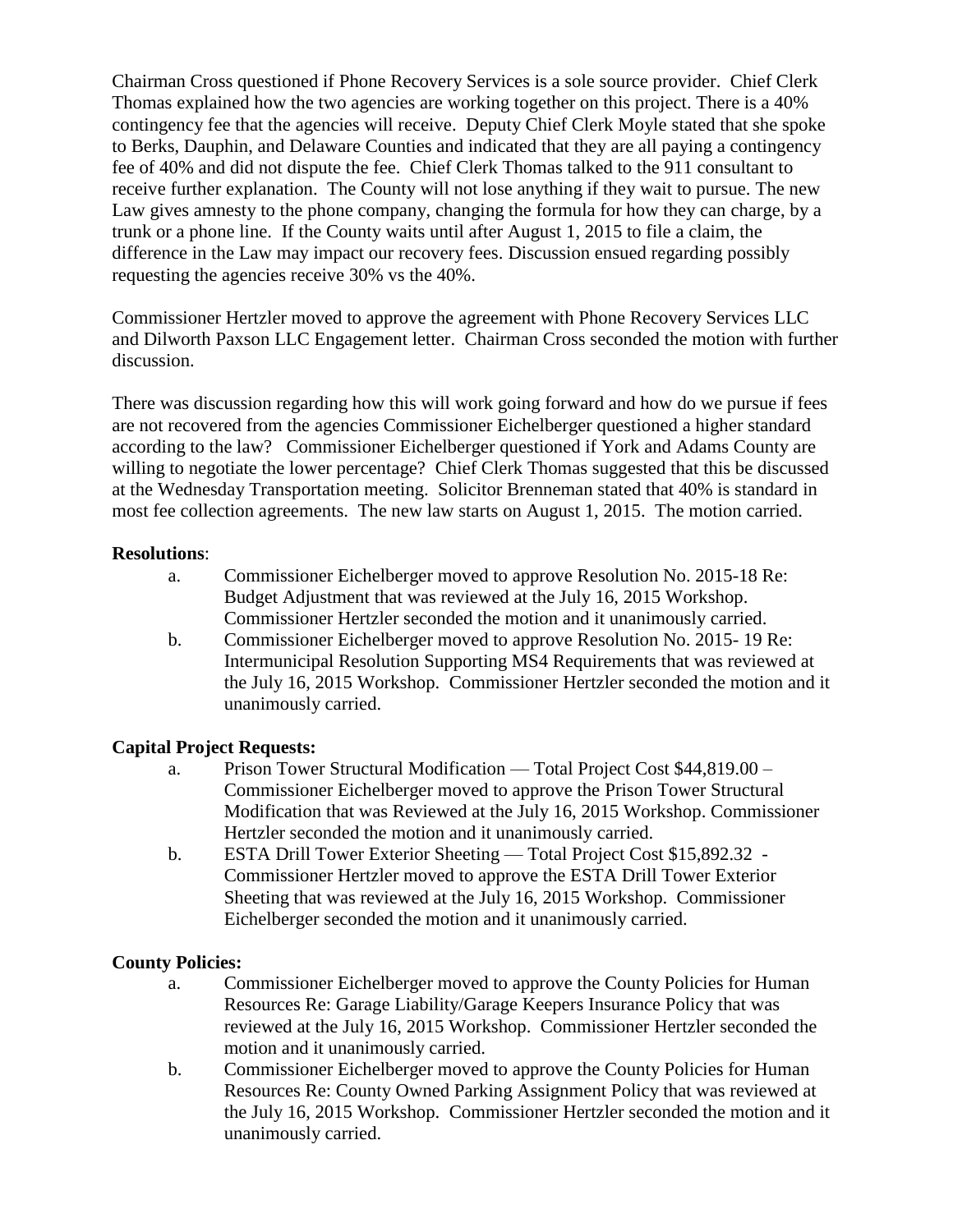Chairman Cross questioned if Phone Recovery Services is a sole source provider. Chief Clerk Thomas explained how the two agencies are working together on this project. There is a 40% contingency fee that the agencies will receive. Deputy Chief Clerk Moyle stated that she spoke to Berks, Dauphin, and Delaware Counties and indicated that they are all paying a contingency fee of 40% and did not dispute the fee. Chief Clerk Thomas talked to the 911 consultant to receive further explanation. The County will not lose anything if they wait to pursue. The new Law gives amnesty to the phone company, changing the formula for how they can charge, by a trunk or a phone line. If the County waits until after August 1, 2015 to file a claim, the difference in the Law may impact our recovery fees. Discussion ensued regarding possibly requesting the agencies receive 30% vs the 40%.

Commissioner Hertzler moved to approve the agreement with Phone Recovery Services LLC and Dilworth Paxson LLC Engagement letter. Chairman Cross seconded the motion with further discussion.

There was discussion regarding how this will work going forward and how do we pursue if fees are not recovered from the agencies Commissioner Eichelberger questioned a higher standard according to the law? Commissioner Eichelberger questioned if York and Adams County are willing to negotiate the lower percentage? Chief Clerk Thomas suggested that this be discussed at the Wednesday Transportation meeting. Solicitor Brenneman stated that 40% is standard in most fee collection agreements. The new law starts on August 1, 2015. The motion carried.

**Resolutions**:

a. Commissioner Eichelberger moved to approve Resolution No. 2015-18 Re: Budget Adjustment that was reviewed at the July 16, 2015 Workshop. Commissioner Hertzler seconded the motion and it unanimously carried.

b. Commissioner Eichelberger moved to approve Resolution No. 2015- 19 Re: Intermunicipal Resolution Supporting MS4 Requirements that was reviewed at the July 16, 2015 Workshop. Commissioner Hertzler seconded the motion and it unanimously carried.

**Capital Project Requests:**

a. Prison Tower Structural Modification — Total Project Cost $44,819.00 – Commissioner Eichelberger moved to approve the Prison Tower Structural Modification that was Reviewed at the July 16, 2015 Workshop. Commissioner Hertzler seconded the motion and it unanimously carried.

b. ESTA Drill Tower Exterior Sheeting — Total Project Cost $15,892.32 - Commissioner Hertzler moved to approve the ESTA Drill Tower Exterior Sheeting that was reviewed at the July 16, 2015 Workshop. Commissioner Eichelberger seconded the motion and it unanimously carried.

**County Policies:**

a. Commissioner Eichelberger moved to approve the County Policies for Human Resources Re: Garage Liability/Garage Keepers Insurance Policy that was reviewed at the July 16, 2015 Workshop. Commissioner Hertzler seconded the motion and it unanimously carried.

b. Commissioner Eichelberger moved to approve the County Policies for Human Resources Re: County Owned Parking Assignment Policy that was reviewed at the July 16, 2015 Workshop. Commissioner Hertzler seconded the motion and it unanimously carried.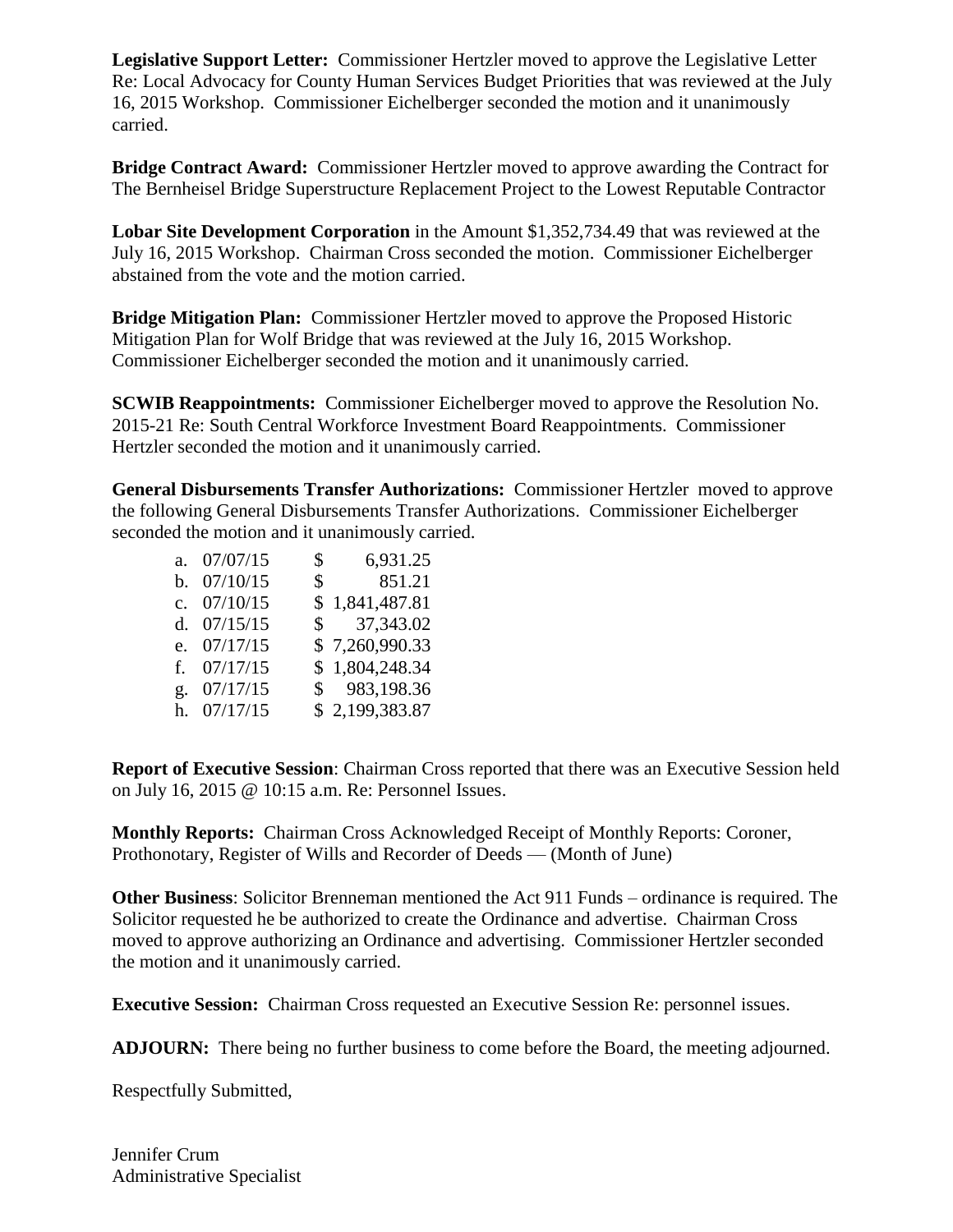**Legislative Support Letter:** Commissioner Hertzler moved to approve the Legislative Letter Re: Local Advocacy for County Human Services Budget Priorities that was reviewed at the July 16, 2015 Workshop. Commissioner Eichelberger seconded the motion and it unanimously carried.

**Bridge Contract Award:** Commissioner Hertzler moved to approve awarding the Contract for The Bernheisel Bridge Superstructure Replacement Project to the Lowest Reputable Contractor

**Lobar Site Development Corporation** in the Amount $1,352,734.49 that was reviewed at the July 16, 2015 Workshop. Chairman Cross seconded the motion. Commissioner Eichelberger abstained from the vote and the motion carried.

**Bridge Mitigation Plan:** Commissioner Hertzler moved to approve the Proposed Historic Mitigation Plan for Wolf Bridge that was reviewed at the July 16, 2015 Workshop. Commissioner Eichelberger seconded the motion and it unanimously carried.

**SCWIB Reappointments:** Commissioner Eichelberger moved to approve the Resolution No. 2015-21 Re: South Central Workforce Investment Board Reappointments. Commissioner Hertzler seconded the motion and it unanimously carried.

**General Disbursements Transfer Authorizations:** Commissioner Hertzler moved to approve the following General Disbursements Transfer Authorizations. Commissioner Eichelberger seconded the motion and it unanimously carried.

a. 07/07/15 $ 6,931.25
b. 07/10/15 $ 851.21
c. 07/10/15 $ 1,841,487.81
d. 07/15/15 $ 37,343.02
e. 07/17/15 $ 7,260,990.33
f. 07/17/15 $ 1,804,248.34
g. 07/17/15 $ 983,198.36
h. 07/17/15 $ 2,199,383.87

**Report of Executive Session**: Chairman Cross reported that there was an Executive Session held on July 16, 2015 @ 10:15 a.m. Re: Personnel Issues.

**Monthly Reports:** Chairman Cross Acknowledged Receipt of Monthly Reports: Coroner, Prothonotary, Register of Wills and Recorder of Deeds — (Month of June)

**Other Business**: Solicitor Brenneman mentioned the Act 911 Funds – ordinance is required. The Solicitor requested he be authorized to create the Ordinance and advertise. Chairman Cross moved to approve authorizing an Ordinance and advertising. Commissioner Hertzler seconded the motion and it unanimously carried.

**Executive Session:** Chairman Cross requested an Executive Session Re: personnel issues.

**ADJOURN:** There being no further business to come before the Board, the meeting adjourned.

Respectfully Submitted,

Jennifer Crum
Administrative Specialist